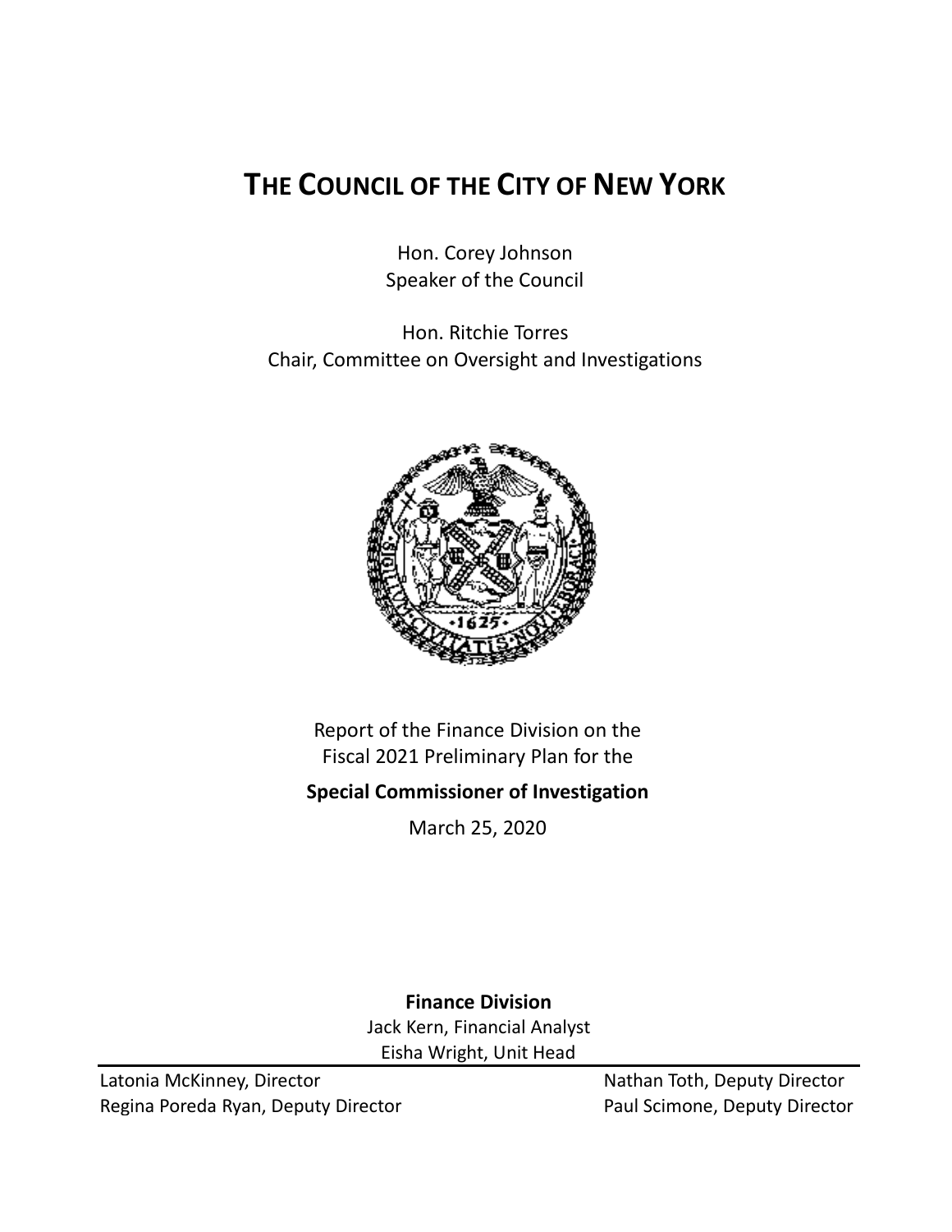# THE COUNCIL OF THE CITY OF NEW YORK

Hon. Corey Johnson
Speaker of the Council

Hon. Ritchie Torres
Chair, Committee on Oversight and Investigations

Report of the Finance Division on the
Fiscal 2021 Preliminary Plan for the

**Special Commissioner of Investigation**

March 25, 2020

**Finance Division**
Jack Kern, Financial Analyst
Eisha Wright, Unit Head

Latonia McKinney, Director
Regina Poreda Ryan, Deputy Director
Nathan Toth, Deputy Director
Paul Scimone, Deputy Director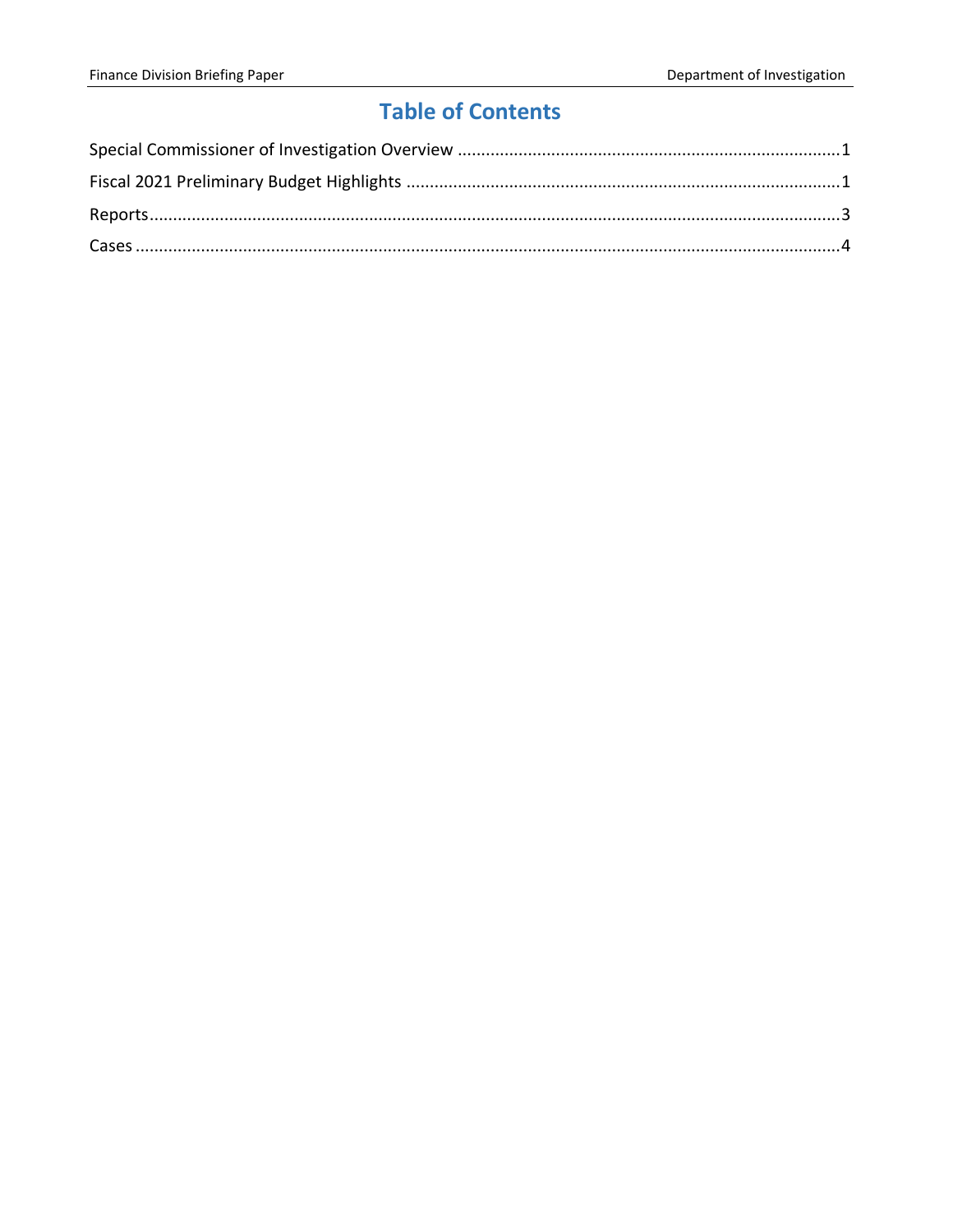# Table of Contents

Special Commissioner of Investigation Overview ....................................................1

Fiscal 2021 Preliminary Budget Highlights ....................................................1

Reports....................................................3

Cases ....................................................4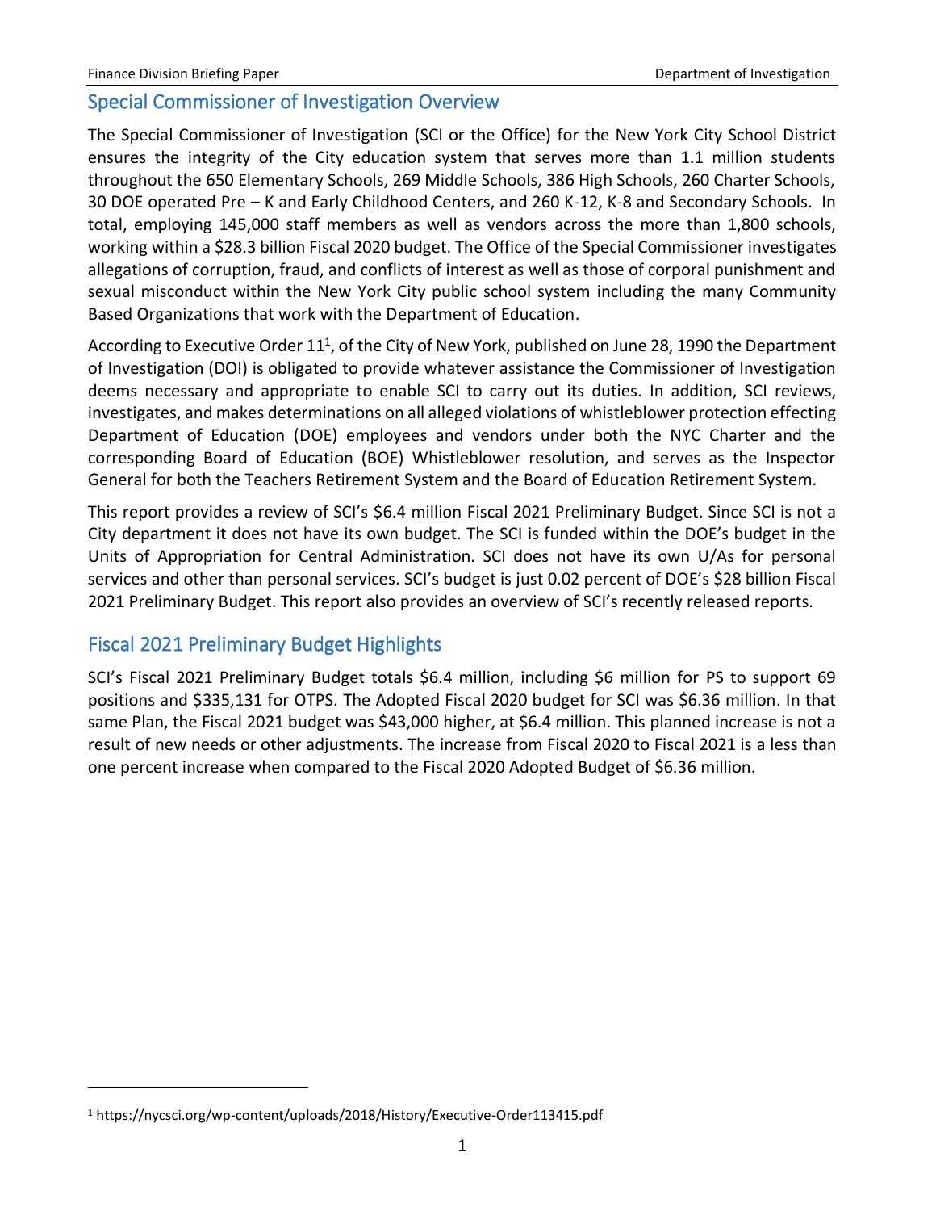## Special Commissioner of Investigation Overview

The Special Commissioner of Investigation (SCI or the Office) for the New York City School District ensures the integrity of the City education system that serves more than 1.1 million students throughout the 650 Elementary Schools, 269 Middle Schools, 386 High Schools, 260 Charter Schools, 30 DOE operated Pre – K and Early Childhood Centers, and 260 K-12, K-8 and Secondary Schools. In total, employing 145,000 staff members as well as vendors across the more than 1,800 schools, working within a $28.3 billion Fiscal 2020 budget. The Office of the Special Commissioner investigates allegations of corruption, fraud, and conflicts of interest as well as those of corporal punishment and sexual misconduct within the New York City public school system including the many Community Based Organizations that work with the Department of Education.

According to Executive Order 11[1], of the City of New York, published on June 28, 1990 the Department of Investigation (DOI) is obligated to provide whatever assistance the Commissioner of Investigation deems necessary and appropriate to enable SCI to carry out its duties. In addition, SCI reviews, investigates, and makes determinations on all alleged violations of whistleblower protection effecting Department of Education (DOE) employees and vendors under both the NYC Charter and the corresponding Board of Education (BOE) Whistleblower resolution, and serves as the Inspector General for both the Teachers Retirement System and the Board of Education Retirement System.

This report provides a review of SCI's $6.4 million Fiscal 2021 Preliminary Budget. Since SCI is not a City department it does not have its own budget. The SCI is funded within the DOE's budget in the Units of Appropriation for Central Administration. SCI does not have its own U/As for personal services and other than personal services. SCI's budget is just 0.02 percent of DOE's $28 billion Fiscal 2021 Preliminary Budget. This report also provides an overview of SCI's recently released reports.

## Fiscal 2021 Preliminary Budget Highlights

SCI's Fiscal 2021 Preliminary Budget totals $6.4 million, including $6 million for PS to support 69 positions and $335,131 for OTPS. The Adopted Fiscal 2020 budget for SCI was $6.36 million. In that same Plan, the Fiscal 2021 budget was $43,000 higher, at $6.4 million. This planned increase is not a result of new needs or other adjustments. The increase from Fiscal 2020 to Fiscal 2021 is a less than one percent increase when compared to the Fiscal 2020 Adopted Budget of $6.36 million.

[1] https://nycsci.org/wp-content/uploads/2018/History/Executive-Order113415.pdf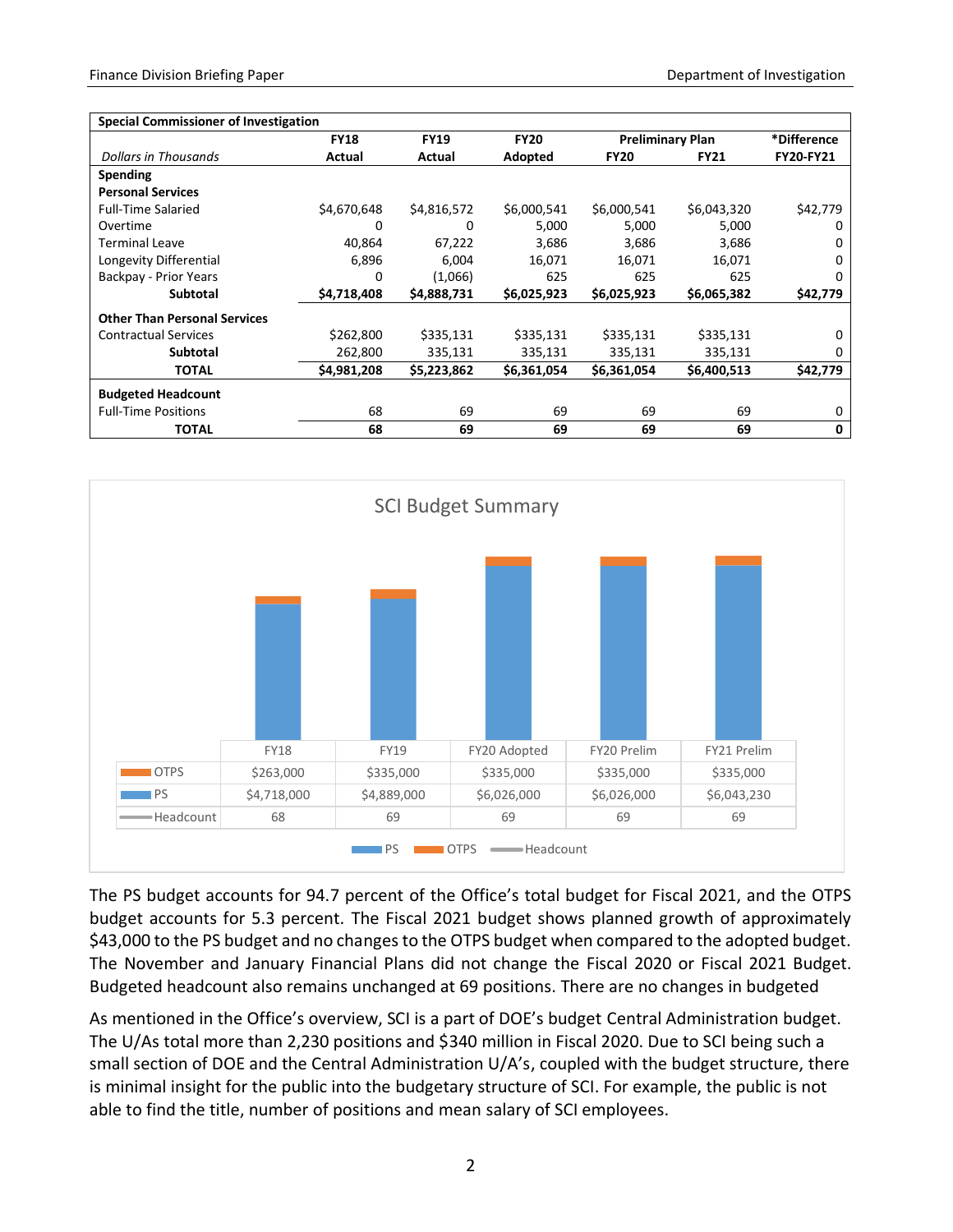| Special Commissioner of Investigation | | | | | | |
|---|---|---|---|---|---|---|
| *Dollars in Thousands* | FY18 Actual | FY19 Actual | FY20 Adopted | Preliminary Plan FY20 | Preliminary Plan FY21 | *Difference FY20-FY21 |
| **Spending** | | | | | | |
| **Personal Services** | | | | | | |
| Full-Time Salaried | $4,670,648 | $4,816,572 | $6,000,541 | $6,000,541 | $6,043,320 | $42,779 |
| Overtime | 0 | 0 | 5,000 | 5,000 | 5,000 | 0 |
| Terminal Leave | 40,864 | 67,222 | 3,686 | 3,686 | 3,686 | 0 |
| Longevity Differential | 6,896 | 6,004 | 16,071 | 16,071 | 16,071 | 0 |
| Backpay - Prior Years | 0 | (1,066) | 625 | 625 | 625 | 0 |
| **Subtotal** | **$4,718,408** | **$4,888,731** | **$6,025,923** | **$6,025,923** | **$6,065,382** | **$42,779** |
| **Other Than Personal Services** | | | | | | |
| Contractual Services | $262,800 | $335,131 | $335,131 | $335,131 | $335,131 | 0 |
| **Subtotal** | 262,800 | 335,131 | 335,131 | 335,131 | 335,131 | 0 |
| **TOTAL** | **$4,981,208** | **$5,223,862** | **$6,361,054** | **$6,361,054** | **$6,400,513** | **$42,779** |
| **Budgeted Headcount** | | | | | | |
| Full-Time Positions | 68 | 69 | 69 | 69 | 69 | 0 |
| **TOTAL** | **68** | **69** | **69** | **69** | **69** | **0** |

**SCI Budget Summary**

| | FY18 | FY19 | FY20 Adopted | FY20 Prelim | FY21 Prelim |
|---|---|---|---|---|---|
| OTPS | $263,000 | $335,000 | $335,000 | $335,000 | $335,000 |
| PS | $4,718,000 | $4,889,000 | $6,026,000 | $6,026,000 | $6,043,230 |
| Headcount | 68 | 69 | 69 | 69 | 69 |

The PS budget accounts for 94.7 percent of the Office's total budget for Fiscal 2021, and the OTPS budget accounts for 5.3 percent. The Fiscal 2021 budget shows planned growth of approximately $43,000 to the PS budget and no changes to the OTPS budget when compared to the adopted budget. The November and January Financial Plans did not change the Fiscal 2020 or Fiscal 2021 Budget. Budgeted headcount also remains unchanged at 69 positions. There are no changes in budgeted

As mentioned in the Office's overview, SCI is a part of DOE's budget Central Administration budget. The U/As total more than 2,230 positions and $340 million in Fiscal 2020. Due to SCI being such a small section of DOE and the Central Administration U/A's, coupled with the budget structure, there is minimal insight for the public into the budgetary structure of SCI. For example, the public is not able to find the title, number of positions and mean salary of SCI employees.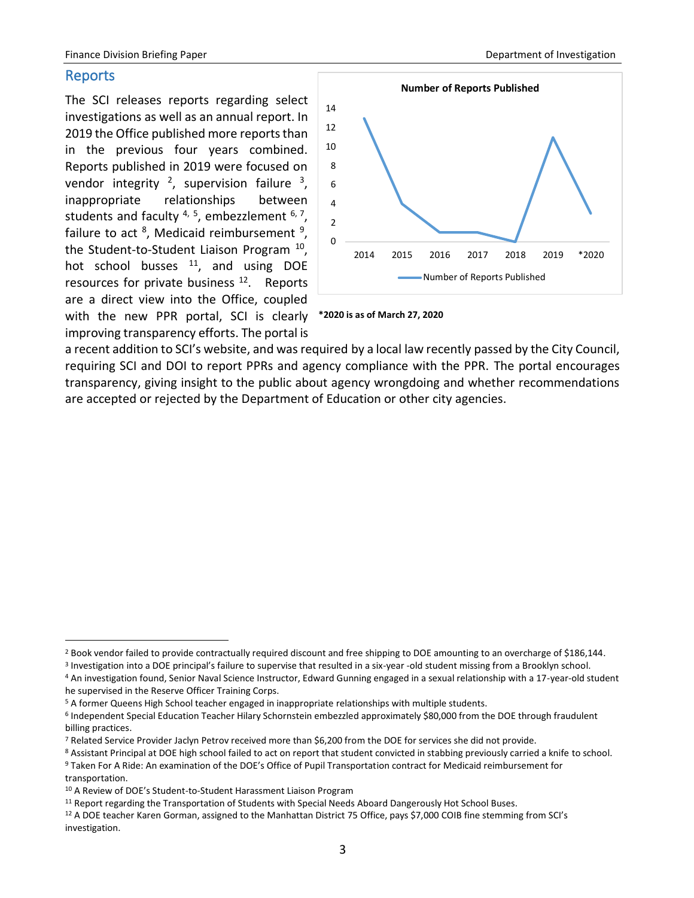## Reports

The SCI releases reports regarding select investigations as well as an annual report. In 2019 the Office published more reports than in the previous four years combined. Reports published in 2019 were focused on vendor integrity [2], supervision failure [3], inappropriate relationships between students and faculty [4, 5], embezzlement [6, 7], failure to act [8], Medicaid reimbursement [9], the Student-to-Student Liaison Program [10], hot school busses [11], and using DOE resources for private business [12]. Reports are a direct view into the Office, coupled with the new PPR portal, SCI is clearly improving transparency efforts. The portal is a recent addition to SCI's website, and was required by a local law recently passed by the City Council, requiring SCI and DOI to report PPRs and agency compliance with the PPR. The portal encourages transparency, giving insight to the public about agency wrongdoing and whether recommendations are accepted or rejected by the Department of Education or other city agencies.

**Number of Reports Published**

| Year | Number of Reports Published |
|---|---|
| 2014 | 13 |
| 2015 | 4 |
| 2016 | 1 |
| 2017 | 1 |
| 2018 | 0 |
| 2019 | 11 |
| *2020 | 3 |

**\*2020 is as of March 27, 2020**

---

[2] Book vendor failed to provide contractually required discount and free shipping to DOE amounting to an overcharge of $186,144.

[3] Investigation into a DOE principal's failure to supervise that resulted in a six-year -old student missing from a Brooklyn school.

[4] An investigation found, Senior Naval Science Instructor, Edward Gunning engaged in a sexual relationship with a 17-year-old student he supervised in the Reserve Officer Training Corps.

[5] A former Queens High School teacher engaged in inappropriate relationships with multiple students.

[6] Independent Special Education Teacher Hilary Schornstein embezzled approximately $80,000 from the DOE through fraudulent billing practices.

[7] Related Service Provider Jaclyn Petrov received more than $6,200 from the DOE for services she did not provide.

[8] Assistant Principal at DOE high school failed to act on report that student convicted in stabbing previously carried a knife to school.

[9] Taken For A Ride: An examination of the DOE's Office of Pupil Transportation contract for Medicaid reimbursement for transportation.

[10] A Review of DOE's Student-to-Student Harassment Liaison Program

[11] Report regarding the Transportation of Students with Special Needs Aboard Dangerously Hot School Buses.

[12] A DOE teacher Karen Gorman, assigned to the Manhattan District 75 Office, pays $7,000 COIB fine stemming from SCI's investigation.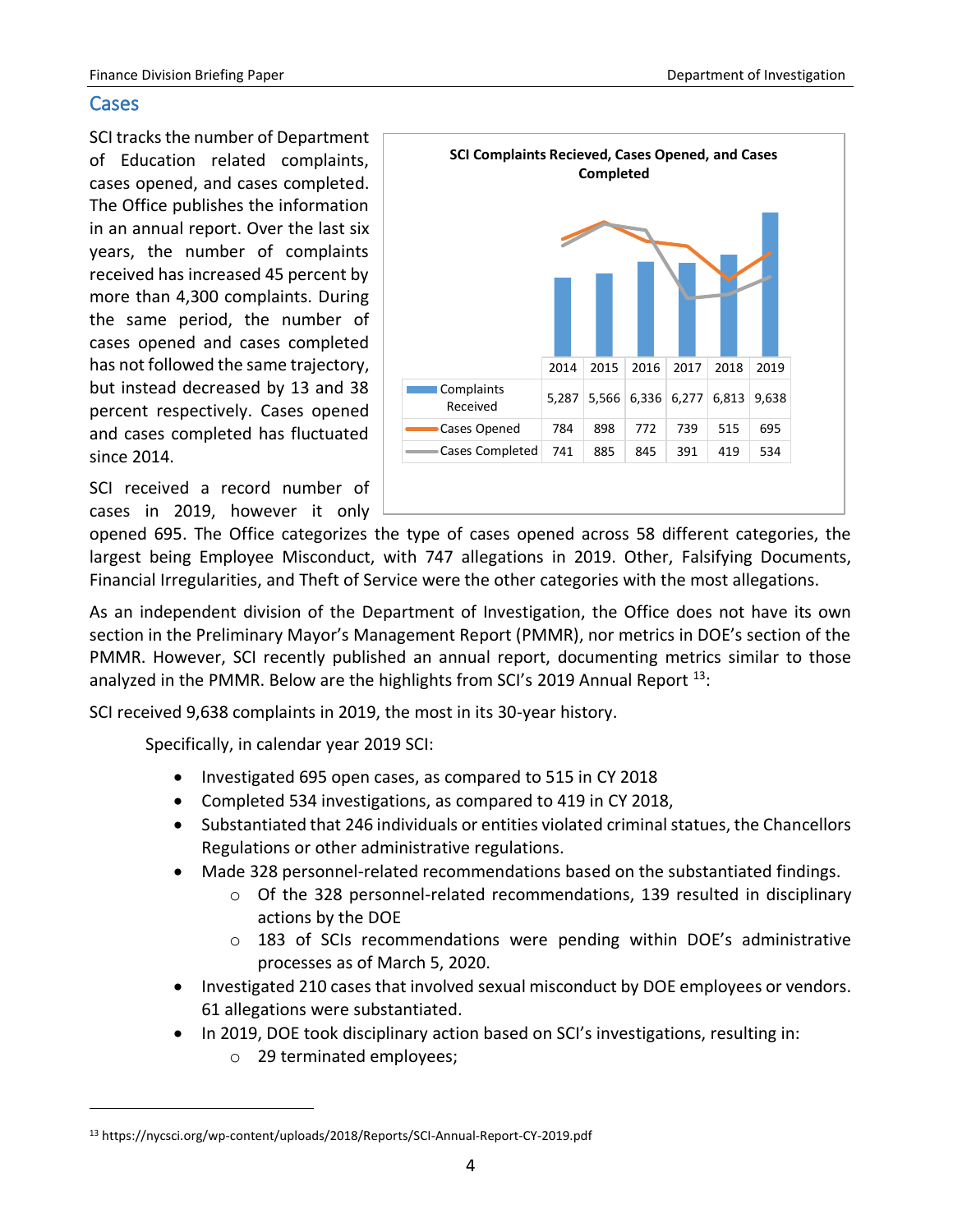## Cases

SCI tracks the number of Department of Education related complaints, cases opened, and cases completed. The Office publishes the information in an annual report. Over the last six years, the number of complaints received has increased 45 percent by more than 4,300 complaints. During the same period, the number of cases opened and cases completed has not followed the same trajectory, but instead decreased by 13 and 38 percent respectively. Cases opened and cases completed has fluctuated since 2014.

**SCI Complaints Recieved, Cases Opened, and Cases Completed**

| | 2014 | 2015 | 2016 | 2017 | 2018 | 2019 |
|---|---|---|---|---|---|---|
| Complaints Received | 5,287 | 5,566 | 6,336 | 6,277 | 6,813 | 9,638 |
| Cases Opened | 784 | 898 | 772 | 739 | 515 | 695 |
| Cases Completed | 741 | 885 | 845 | 391 | 419 | 534 |

SCI received a record number of cases in 2019, however it only opened 695. The Office categorizes the type of cases opened across 58 different categories, the largest being Employee Misconduct, with 747 allegations in 2019. Other, Falsifying Documents, Financial Irregularities, and Theft of Service were the other categories with the most allegations.

As an independent division of the Department of Investigation, the Office does not have its own section in the Preliminary Mayor's Management Report (PMMR), nor metrics in DOE's section of the PMMR. However, SCI recently published an annual report, documenting metrics similar to those analyzed in the PMMR. Below are the highlights from SCI's 2019 Annual Report [13]:

SCI received 9,638 complaints in 2019, the most in its 30-year history.

Specifically, in calendar year 2019 SCI:

- Investigated 695 open cases, as compared to 515 in CY 2018
- Completed 534 investigations, as compared to 419 in CY 2018,
- Substantiated that 246 individuals or entities violated criminal statues, the Chancellors Regulations or other administrative regulations.
- Made 328 personnel-related recommendations based on the substantiated findings.
  - Of the 328 personnel-related recommendations, 139 resulted in disciplinary actions by the DOE
  - 183 of SCIs recommendations were pending within DOE's administrative processes as of March 5, 2020.
- Investigated 210 cases that involved sexual misconduct by DOE employees or vendors. 61 allegations were substantiated.
- In 2019, DOE took disciplinary action based on SCI's investigations, resulting in:
  - 29 terminated employees;

[13] https://nycsci.org/wp-content/uploads/2018/Reports/SCI-Annual-Report-CY-2019.pdf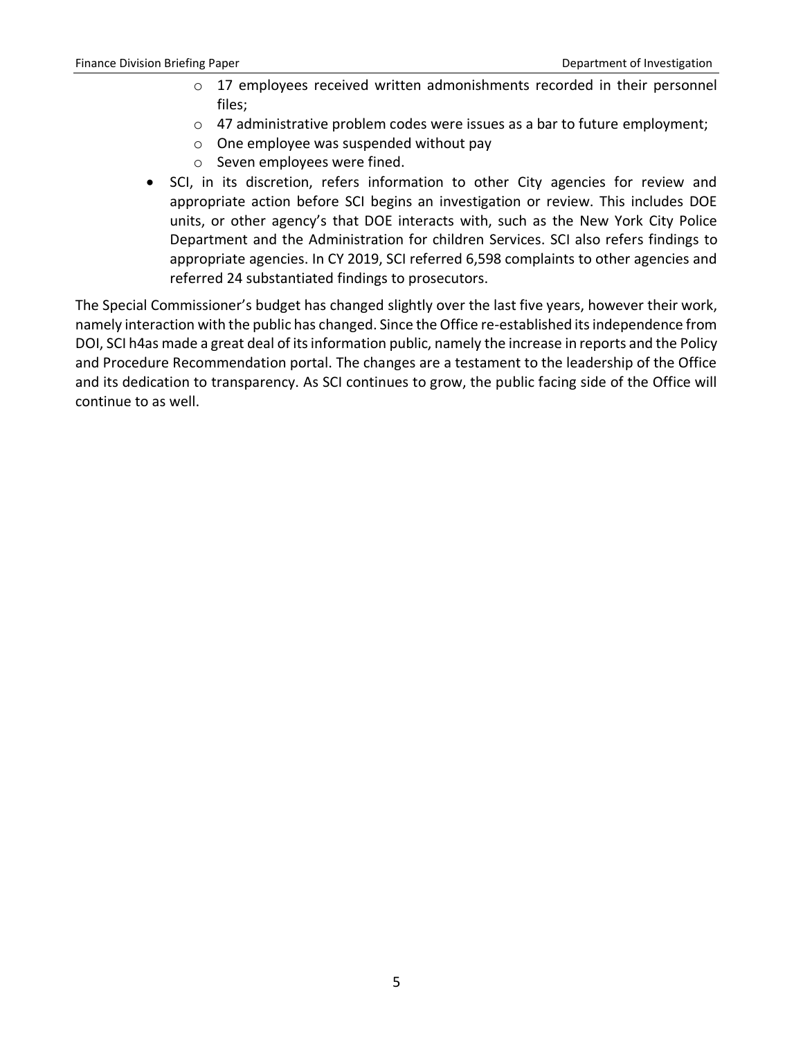- 17 employees received written admonishments recorded in their personnel files;
  - 47 administrative problem codes were issues as a bar to future employment;
  - One employee was suspended without pay
  - Seven employees were fined.
- SCI, in its discretion, refers information to other City agencies for review and appropriate action before SCI begins an investigation or review. This includes DOE units, or other agency's that DOE interacts with, such as the New York City Police Department and the Administration for children Services. SCI also refers findings to appropriate agencies. In CY 2019, SCI referred 6,598 complaints to other agencies and referred 24 substantiated findings to prosecutors.

The Special Commissioner's budget has changed slightly over the last five years, however their work, namely interaction with the public has changed. Since the Office re-established its independence from DOI, SCI h4as made a great deal of its information public, namely the increase in reports and the Policy and Procedure Recommendation portal. The changes are a testament to the leadership of the Office and its dedication to transparency. As SCI continues to grow, the public facing side of the Office will continue to as well.